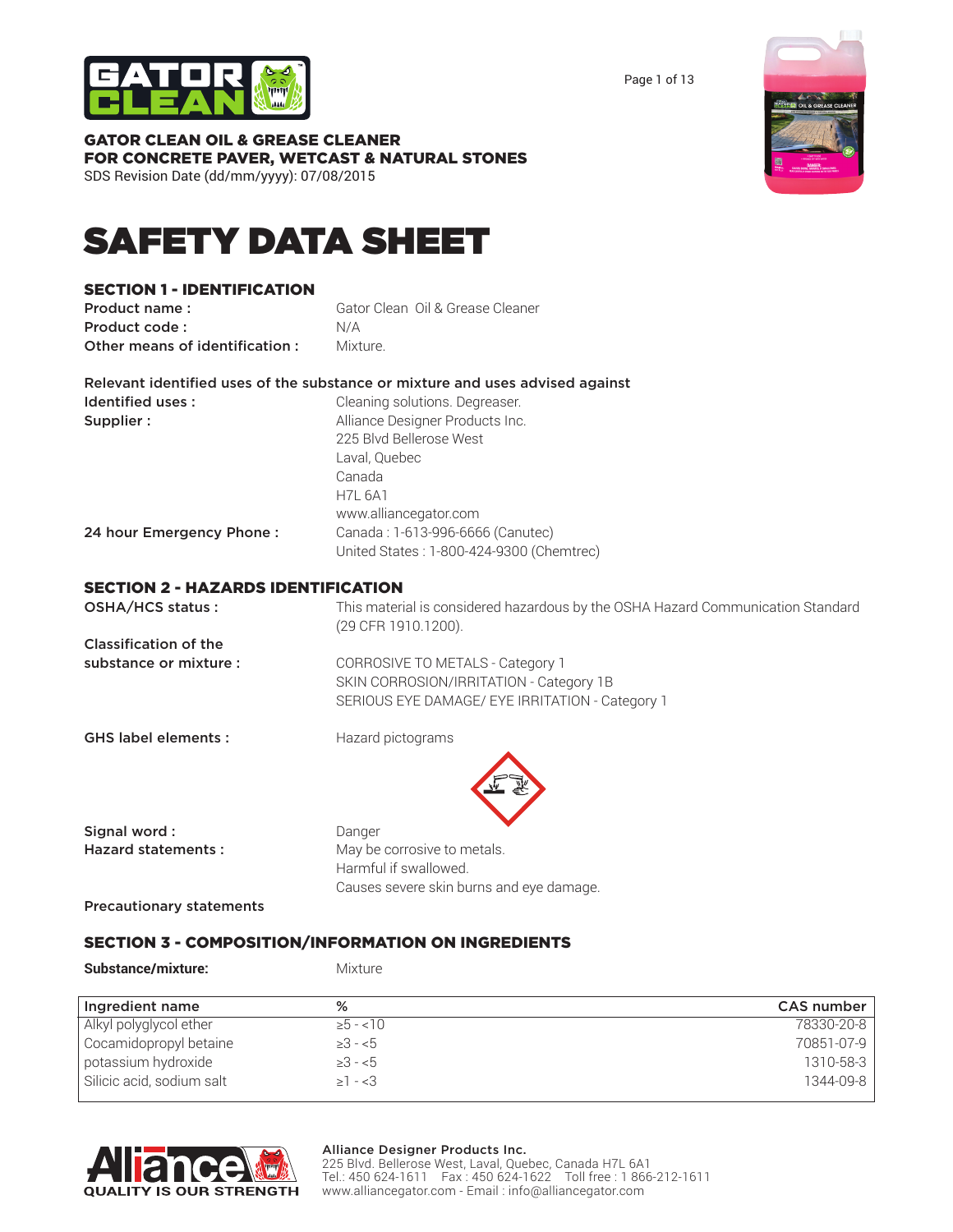**GATOR CLEAN OIL & GREASE CLEANER**
**FOR CONCRETE PAVER, WETCAST & NATURAL STONES**
SDS Revision Date (dd/mm/yyyy): 07/08/2015

# SAFETY DATA SHEET

## SECTION 1 - IDENTIFICATION

**Product name :** Gator Clean Oil & Grease Cleaner
**Product code :** N/A
**Other means of identification :** Mixture.

**Relevant identified uses of the substance or mixture and uses advised against**

**Identified uses :** Cleaning solutions. Degreaser.
**Supplier :** Alliance Designer Products Inc.
225 Blvd Bellerose West
Laval, Quebec
Canada
H7L 6A1
www.alliancegator.com

**24 hour Emergency Phone :** Canada : 1-613-996-6666 (Canutec)
United States : 1-800-424-9300 (Chemtrec)

## SECTION 2 - HAZARDS IDENTIFICATION

**OSHA/HCS status :** This material is considered hazardous by the OSHA Hazard Communication Standard (29 CFR 1910.1200).

**Classification of the substance or mixture :**
CORROSIVE TO METALS - Category 1
SKIN CORROSION/IRRITATION - Category 1B
SERIOUS EYE DAMAGE/ EYE IRRITATION - Category 1

**GHS label elements :** Hazard pictograms

**Signal word :** Danger
**Hazard statements :**
May be corrosive to metals.
Harmful if swallowed.
Causes severe skin burns and eye damage.

**Precautionary statements**

## SECTION 3 - COMPOSITION/INFORMATION ON INGREDIENTS

**Substance/mixture:** Mixture

| Ingredient name | % | CAS number |
|---|---|---|
| Alkyl polyglycol ether | ≥5 - <10 | 78330-20-8 |
| Cocamidopropyl betaine | ≥3 - <5 | 70851-07-9 |
| potassium hydroxide | ≥3 - <5 | 1310-58-3 |
| Silicic acid, sodium salt | ≥1 - <3 | 1344-09-8 |

**Alliance Designer Products Inc.**
225 Blvd. Bellerose West, Laval, Quebec, Canada H7L 6A1
Tel.: 450 624-1611 Fax : 450 624-1622 Toll free : 1 866-212-1611
www.alliancegator.com - Email : info@alliancegator.com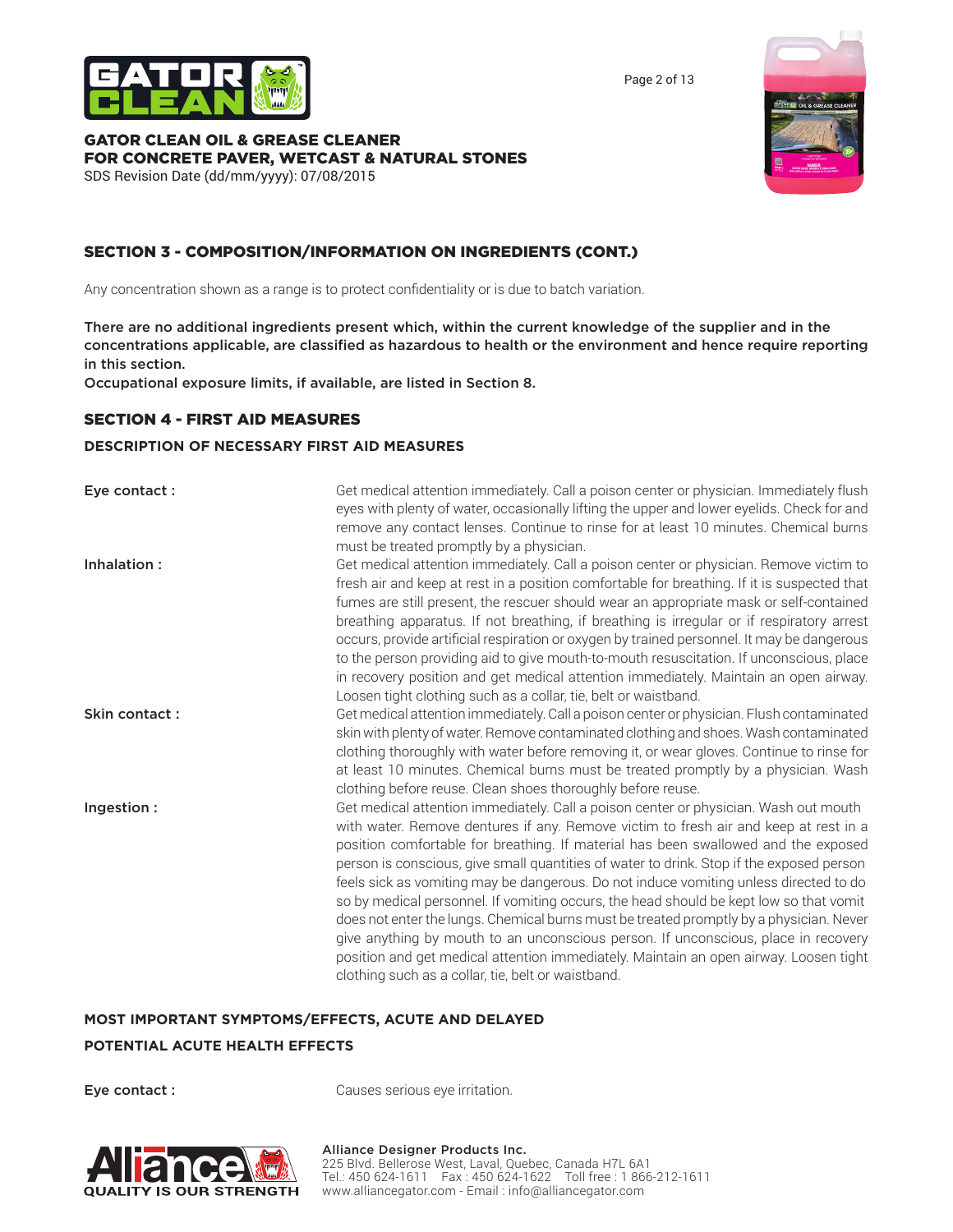## SECTION 3 - COMPOSITION/INFORMATION ON INGREDIENTS (CONT.)

Any concentration shown as a range is to protect confidentiality or is due to batch variation.

**There are no additional ingredients present which, within the current knowledge of the supplier and in the concentrations applicable, are classified as hazardous to health or the environment and hence require reporting in this section.**
**Occupational exposure limits, if available, are listed in Section 8.**

## SECTION 4 - FIRST AID MEASURES

### DESCRIPTION OF NECESSARY FIRST AID MEASURES

**Eye contact :** Get medical attention immediately. Call a poison center or physician. Immediately flush eyes with plenty of water, occasionally lifting the upper and lower eyelids. Check for and remove any contact lenses. Continue to rinse for at least 10 minutes. Chemical burns must be treated promptly by a physician.

**Inhalation :** Get medical attention immediately. Call a poison center or physician. Remove victim to fresh air and keep at rest in a position comfortable for breathing. If it is suspected that fumes are still present, the rescuer should wear an appropriate mask or self-contained breathing apparatus. If not breathing, if breathing is irregular or if respiratory arrest occurs, provide artificial respiration or oxygen by trained personnel. It may be dangerous to the person providing aid to give mouth-to-mouth resuscitation. If unconscious, place in recovery position and get medical attention immediately. Maintain an open airway. Loosen tight clothing such as a collar, tie, belt or waistband.

**Skin contact :** Get medical attention immediately. Call a poison center or physician. Flush contaminated skin with plenty of water. Remove contaminated clothing and shoes. Wash contaminated clothing thoroughly with water before removing it, or wear gloves. Continue to rinse for at least 10 minutes. Chemical burns must be treated promptly by a physician. Wash clothing before reuse. Clean shoes thoroughly before reuse.

**Ingestion :** Get medical attention immediately. Call a poison center or physician. Wash out mouth with water. Remove dentures if any. Remove victim to fresh air and keep at rest in a position comfortable for breathing. If material has been swallowed and the exposed person is conscious, give small quantities of water to drink. Stop if the exposed person feels sick as vomiting may be dangerous. Do not induce vomiting unless directed to do so by medical personnel. If vomiting occurs, the head should be kept low so that vomit does not enter the lungs. Chemical burns must be treated promptly by a physician. Never give anything by mouth to an unconscious person. If unconscious, place in recovery position and get medical attention immediately. Maintain an open airway. Loosen tight clothing such as a collar, tie, belt or waistband.

### MOST IMPORTANT SYMPTOMS/EFFECTS, ACUTE AND DELAYED

### POTENTIAL ACUTE HEALTH EFFECTS

**Eye contact :** Causes serious eye irritation.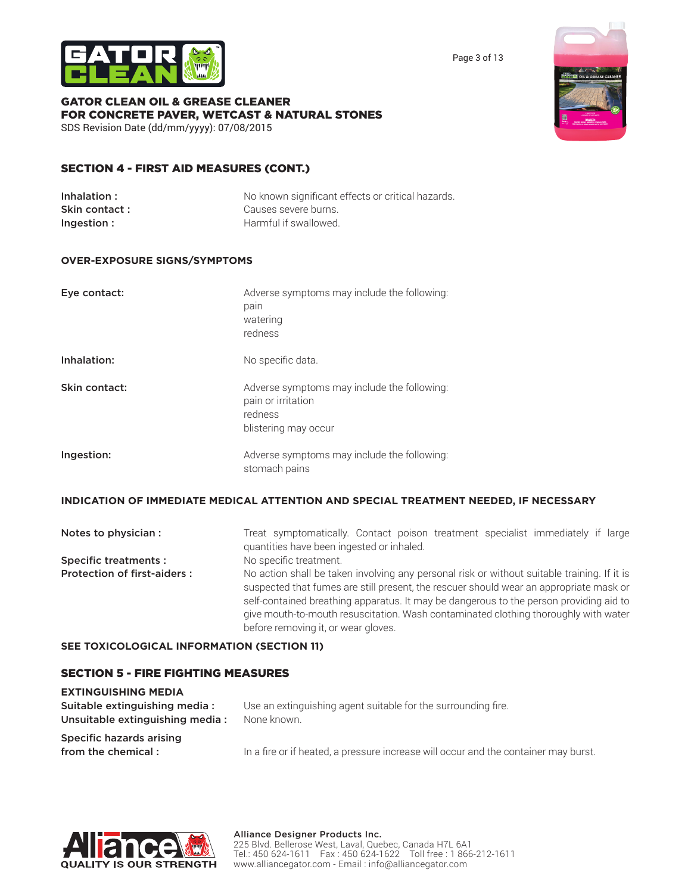## SECTION 4 - FIRST AID MEASURES (CONT.)

| | |
|---|---|
| **Inhalation :** | No known significant effects or critical hazards. |
| **Skin contact :** | Causes severe burns. |
| **Ingestion :** | Harmful if swallowed. |

### OVER-EXPOSURE SIGNS/SYMPTOMS

**Eye contact:** Adverse symptoms may include the following:
pain
watering
redness

**Inhalation:** No specific data.

**Skin contact:** Adverse symptoms may include the following:
pain or irritation
redness
blistering may occur

**Ingestion:** Adverse symptoms may include the following:
stomach pains

### INDICATION OF IMMEDIATE MEDICAL ATTENTION AND SPECIAL TREATMENT NEEDED, IF NECESSARY

**Notes to physician :** Treat symptomatically. Contact poison treatment specialist immediately if large quantities have been ingested or inhaled.

**Specific treatments :** No specific treatment.

**Protection of first-aiders :** No action shall be taken involving any personal risk or without suitable training. If it is suspected that fumes are still present, the rescuer should wear an appropriate mask or self-contained breathing apparatus. It may be dangerous to the person providing aid to give mouth-to-mouth resuscitation. Wash contaminated clothing thoroughly with water before removing it, or wear gloves.

**SEE TOXICOLOGICAL INFORMATION (SECTION 11)**

## SECTION 5 - FIRE FIGHTING MEASURES

### EXTINGUISHING MEDIA

**Suitable extinguishing media :** Use an extinguishing agent suitable for the surrounding fire.

**Unsuitable extinguishing media :** None known.

**Specific hazards arising from the chemical :** In a fire or if heated, a pressure increase will occur and the container may burst.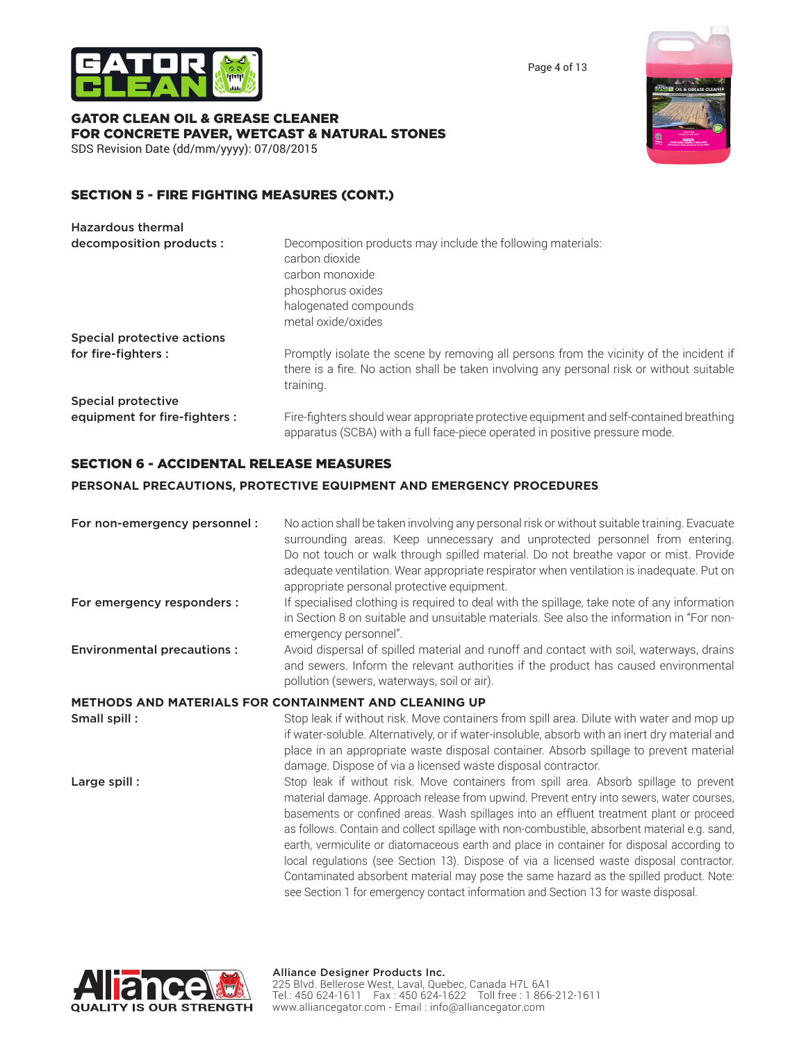## SECTION 5 - FIRE FIGHTING MEASURES (CONT.)

**Hazardous thermal decomposition products :** Decomposition products may include the following materials:
carbon dioxide
carbon monoxide
phosphorus oxides
halogenated compounds
metal oxide/oxides

**Special protective actions for fire-fighters :** Promptly isolate the scene by removing all persons from the vicinity of the incident if there is a fire. No action shall be taken involving any personal risk or without suitable training.

**Special protective equipment for fire-fighters :** Fire-fighters should wear appropriate protective equipment and self-contained breathing apparatus (SCBA) with a full face-piece operated in positive pressure mode.

## SECTION 6 - ACCIDENTAL RELEASE MEASURES

### PERSONAL PRECAUTIONS, PROTECTIVE EQUIPMENT AND EMERGENCY PROCEDURES

**For non-emergency personnel :** No action shall be taken involving any personal risk or without suitable training. Evacuate surrounding areas. Keep unnecessary and unprotected personnel from entering. Do not touch or walk through spilled material. Do not breathe vapor or mist. Provide adequate ventilation. Wear appropriate respirator when ventilation is inadequate. Put on appropriate personal protective equipment.

**For emergency responders :** If specialised clothing is required to deal with the spillage, take note of any information in Section 8 on suitable and unsuitable materials. See also the information in "For non-emergency personnel".

**Environmental precautions :** Avoid dispersal of spilled material and runoff and contact with soil, waterways, drains and sewers. Inform the relevant authorities if the product has caused environmental pollution (sewers, waterways, soil or air).

### METHODS AND MATERIALS FOR CONTAINMENT AND CLEANING UP

**Small spill :** Stop leak if without risk. Move containers from spill area. Dilute with water and mop up if water-soluble. Alternatively, or if water-insoluble, absorb with an inert dry material and place in an appropriate waste disposal container. Absorb spillage to prevent material damage. Dispose of via a licensed waste disposal contractor.

**Large spill :** Stop leak if without risk. Move containers from spill area. Absorb spillage to prevent material damage. Approach release from upwind. Prevent entry into sewers, water courses, basements or confined areas. Wash spillages into an effluent treatment plant or proceed as follows. Contain and collect spillage with non-combustible, absorbent material e.g. sand, earth, vermiculite or diatomaceous earth and place in container for disposal according to local regulations (see Section 13). Dispose of via a licensed waste disposal contractor. Contaminated absorbent material may pose the same hazard as the spilled product. Note: see Section 1 for emergency contact information and Section 13 for waste disposal.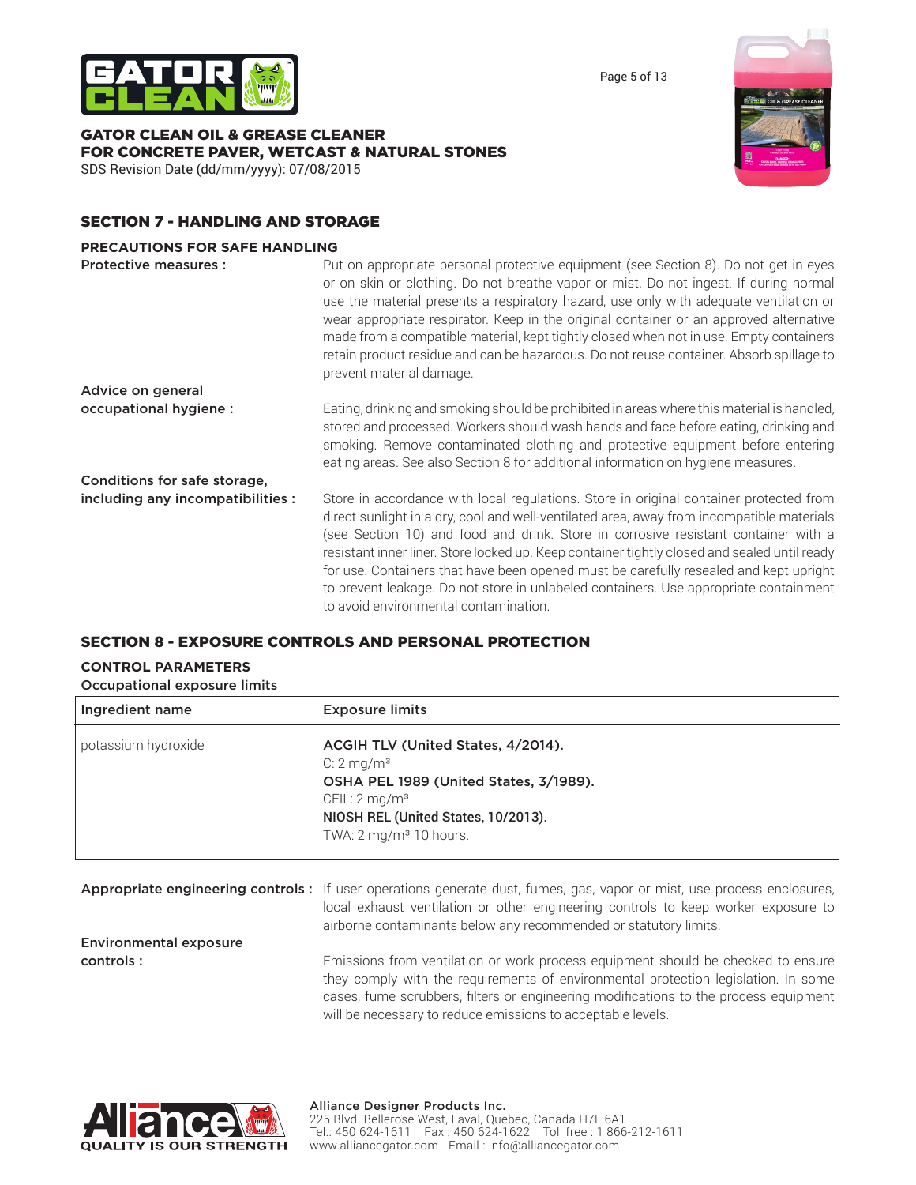## SECTION 7 - HANDLING AND STORAGE

### PRECAUTIONS FOR SAFE HANDLING

**Protective measures :** Put on appropriate personal protective equipment (see Section 8). Do not get in eyes or on skin or clothing. Do not breathe vapor or mist. Do not ingest. If during normal use the material presents a respiratory hazard, use only with adequate ventilation or wear appropriate respirator. Keep in the original container or an approved alternative made from a compatible material, kept tightly closed when not in use. Empty containers retain product residue and can be hazardous. Do not reuse container. Absorb spillage to prevent material damage.

**Advice on general occupational hygiene :** Eating, drinking and smoking should be prohibited in areas where this material is handled, stored and processed. Workers should wash hands and face before eating, drinking and smoking. Remove contaminated clothing and protective equipment before entering eating areas. See also Section 8 for additional information on hygiene measures.

**Conditions for safe storage, including any incompatibilities :** Store in accordance with local regulations. Store in original container protected from direct sunlight in a dry, cool and well-ventilated area, away from incompatible materials (see Section 10) and food and drink. Store in corrosive resistant container with a resistant inner liner. Store locked up. Keep container tightly closed and sealed until ready for use. Containers that have been opened must be carefully resealed and kept upright to prevent leakage. Do not store in unlabeled containers. Use appropriate containment to avoid environmental contamination.

## SECTION 8 - EXPOSURE CONTROLS AND PERSONAL PROTECTION

### CONTROL PARAMETERS

**Occupational exposure limits**

| Ingredient name | Exposure limits |
| --- | --- |
| potassium hydroxide | **ACGIH TLV (United States, 4/2014).**<br>C: 2 mg/m³<br>**OSHA PEL 1989 (United States, 3/1989).**<br>CEIL: 2 mg/m³<br>**NIOSH REL (United States, 10/2013).**<br>TWA: 2 mg/m³ 10 hours. |

**Appropriate engineering controls :** If user operations generate dust, fumes, gas, vapor or mist, use process enclosures, local exhaust ventilation or other engineering controls to keep worker exposure to airborne contaminants below any recommended or statutory limits.

**Environmental exposure controls :** Emissions from ventilation or work process equipment should be checked to ensure they comply with the requirements of environmental protection legislation. In some cases, fume scrubbers, filters or engineering modifications to the process equipment will be necessary to reduce emissions to acceptable levels.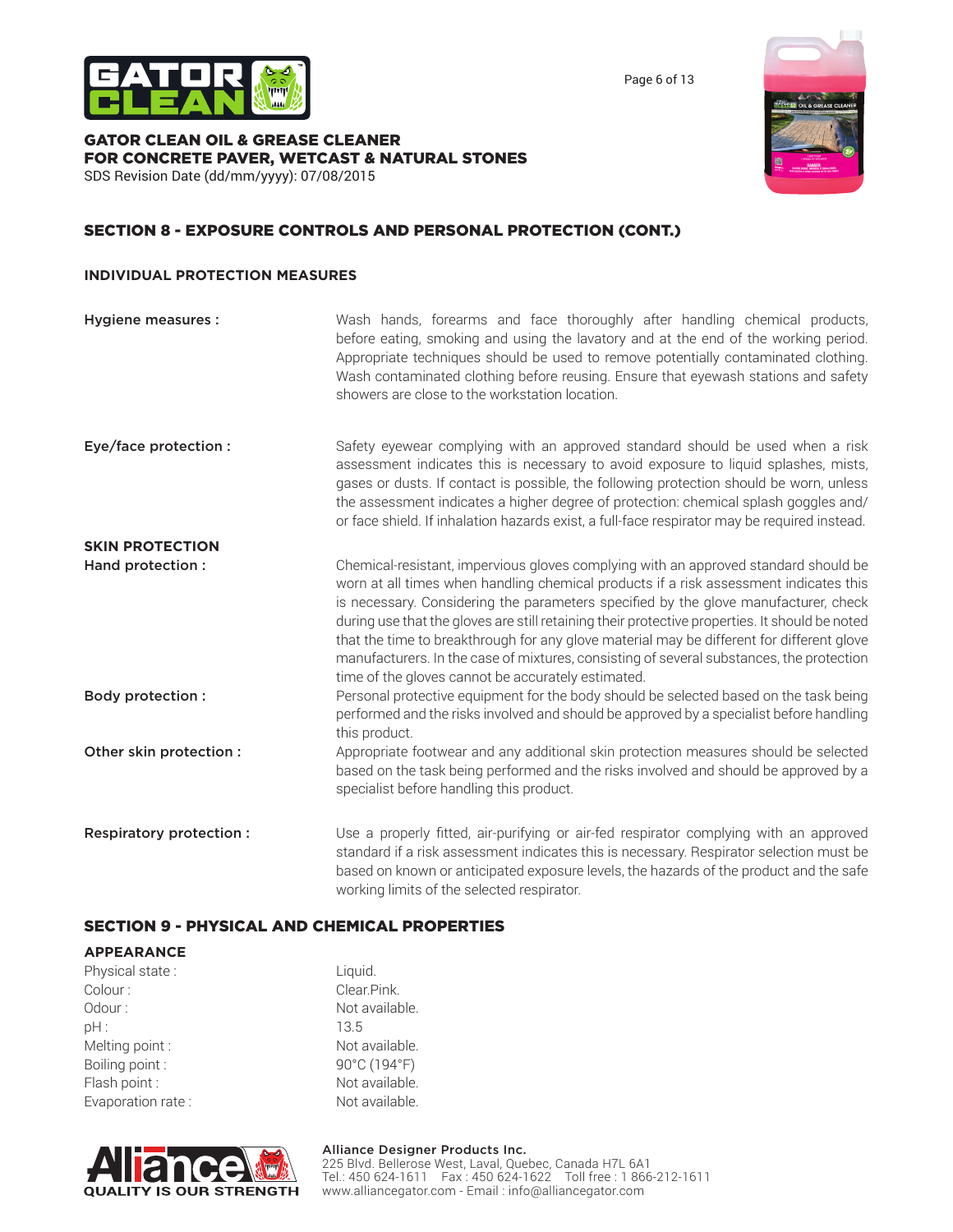## SECTION 8 - EXPOSURE CONTROLS AND PERSONAL PROTECTION (CONT.)

### INDIVIDUAL PROTECTION MEASURES

**Hygiene measures :** Wash hands, forearms and face thoroughly after handling chemical products, before eating, smoking and using the lavatory and at the end of the working period. Appropriate techniques should be used to remove potentially contaminated clothing. Wash contaminated clothing before reusing. Ensure that eyewash stations and safety showers are close to the workstation location.

**Eye/face protection :** Safety eyewear complying with an approved standard should be used when a risk assessment indicates this is necessary to avoid exposure to liquid splashes, mists, gases or dusts. If contact is possible, the following protection should be worn, unless the assessment indicates a higher degree of protection: chemical splash goggles and/or face shield. If inhalation hazards exist, a full-face respirator may be required instead.

**SKIN PROTECTION**

**Hand protection :** Chemical-resistant, impervious gloves complying with an approved standard should be worn at all times when handling chemical products if a risk assessment indicates this is necessary. Considering the parameters specified by the glove manufacturer, check during use that the gloves are still retaining their protective properties. It should be noted that the time to breakthrough for any glove material may be different for different glove manufacturers. In the case of mixtures, consisting of several substances, the protection time of the gloves cannot be accurately estimated.

**Body protection :** Personal protective equipment for the body should be selected based on the task being performed and the risks involved and should be approved by a specialist before handling this product.

**Other skin protection :** Appropriate footwear and any additional skin protection measures should be selected based on the task being performed and the risks involved and should be approved by a specialist before handling this product.

**Respiratory protection :** Use a properly fitted, air-purifying or air-fed respirator complying with an approved standard if a risk assessment indicates this is necessary. Respirator selection must be based on known or anticipated exposure levels, the hazards of the product and the safe working limits of the selected respirator.

## SECTION 9 - PHYSICAL AND CHEMICAL PROPERTIES

**APPEARANCE**

| | |
|---|---|
| Physical state : | Liquid. |
| Colour : | Clear.Pink. |
| Odour : | Not available. |
| pH : | 13.5 |
| Melting point : | Not available. |
| Boiling point : | 90°C (194°F) |
| Flash point : | Not available. |
| Evaporation rate : | Not available. |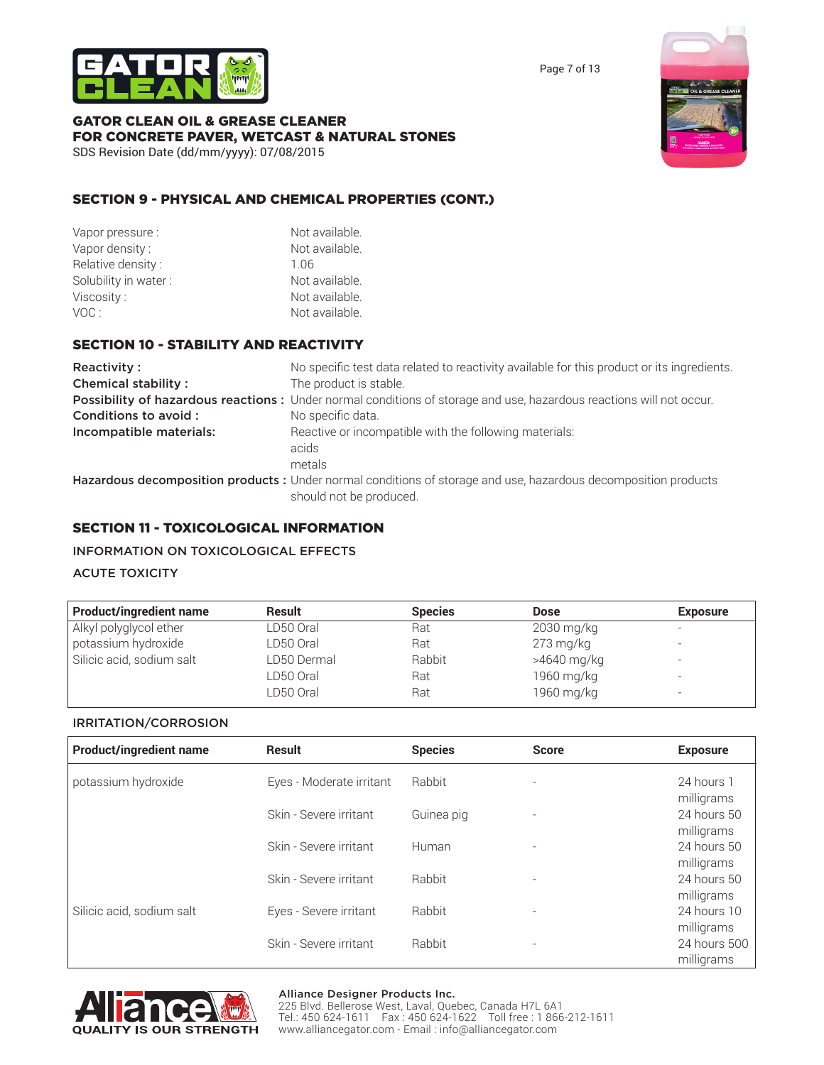## SECTION 9 - PHYSICAL AND CHEMICAL PROPERTIES (CONT.)

| | |
|---|---|
| Vapor pressure : | Not available. |
| Vapor density : | Not available. |
| Relative density : | 1.06 |
| Solubility in water : | Not available. |
| Viscosity : | Not available. |
| VOC : | Not available. |

## SECTION 10 - STABILITY AND REACTIVITY

**Reactivity :** No specific test data related to reactivity available for this product or its ingredients.

**Chemical stability :** The product is stable.

**Possibility of hazardous reactions :** Under normal conditions of storage and use, hazardous reactions will not occur.

**Conditions to avoid :** No specific data.

**Incompatible materials:** Reactive or incompatible with the following materials:
acids
metals

**Hazardous decomposition products :** Under normal conditions of storage and use, hazardous decomposition products should not be produced.

## SECTION 11 - TOXICOLOGICAL INFORMATION

### INFORMATION ON TOXICOLOGICAL EFFECTS

### ACUTE TOXICITY

| Product/ingredient name | Result | Species | Dose | Exposure |
|---|---|---|---|---|
| Alkyl polyglycol ether | LD50 Oral | Rat | 2030 mg/kg | - |
| potassium hydroxide | LD50 Oral | Rat | 273 mg/kg | - |
| Silicic acid, sodium salt | LD50 Dermal | Rabbit | >4640 mg/kg | - |
| | LD50 Oral | Rat | 1960 mg/kg | - |
| | LD50 Oral | Rat | 1960 mg/kg | - |

### IRRITATION/CORROSION

| Product/ingredient name | Result | Species | Score | Exposure |
|---|---|---|---|---|
| potassium hydroxide | Eyes - Moderate irritant | Rabbit | - | 24 hours 1 milligrams |
| | Skin - Severe irritant | Guinea pig | - | 24 hours 50 milligrams |
| | Skin - Severe irritant | Human | - | 24 hours 50 milligrams |
| | Skin - Severe irritant | Rabbit | - | 24 hours 50 milligrams |
| Silicic acid, sodium salt | Eyes - Severe irritant | Rabbit | - | 24 hours 10 milligrams |
| | Skin - Severe irritant | Rabbit | - | 24 hours 500 milligrams |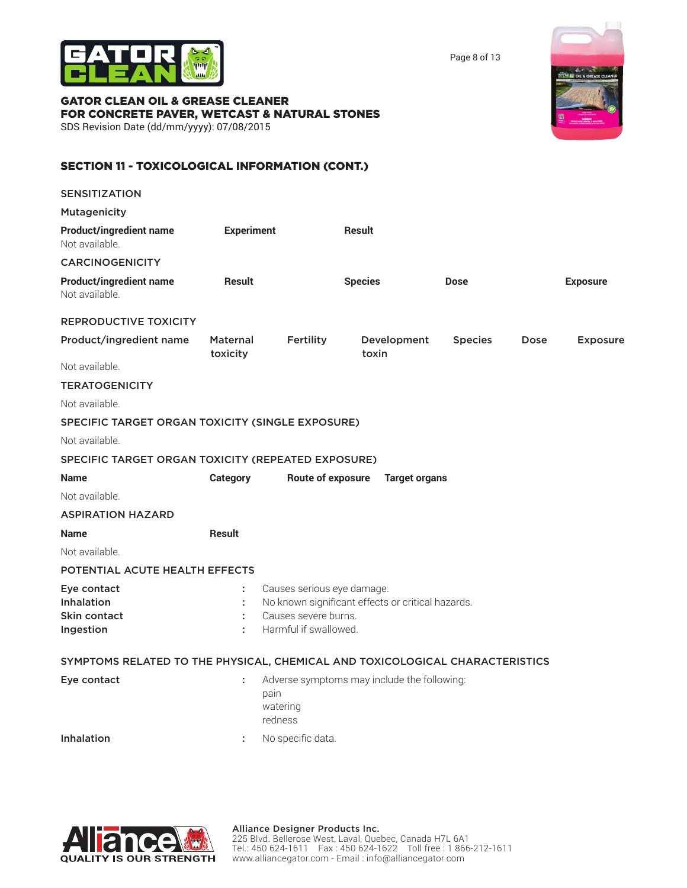## SECTION 11 - TOXICOLOGICAL INFORMATION (CONT.)

### SENSITIZATION

#### Mutagenicity

| Product/ingredient name | Experiment | Result |
|---|---|---|
| Not available. | | |

### CARCINOGENICITY

| Product/ingredient name | Result | Species | Dose | Exposure |
|---|---|---|---|---|
| Not available. | | | | |

### REPRODUCTIVE TOXICITY

| Product/ingredient name | Maternal toxicity | Fertility | Development toxin | Species | Dose | Exposure |
|---|---|---|---|---|---|---|
| Not available. | | | | | | |

### TERATOGENICITY

Not available.

### SPECIFIC TARGET ORGAN TOXICITY (SINGLE EXPOSURE)

Not available.

### SPECIFIC TARGET ORGAN TOXICITY (REPEATED EXPOSURE)

| Name | Category | Route of exposure | Target organs |
|---|---|---|---|
| Not available. | | | |

### ASPIRATION HAZARD

| Name | Result |
|---|---|
| Not available. | |

### POTENTIAL ACUTE HEALTH EFFECTS

**Eye contact** : Causes serious eye damage.
**Inhalation** : No known significant effects or critical hazards.
**Skin contact** : Causes severe burns.
**Ingestion** : Harmful if swallowed.

### SYMPTOMS RELATED TO THE PHYSICAL, CHEMICAL AND TOXICOLOGICAL CHARACTERISTICS

**Eye contact** : Adverse symptoms may include the following:
pain
watering
redness

**Inhalation** : No specific data.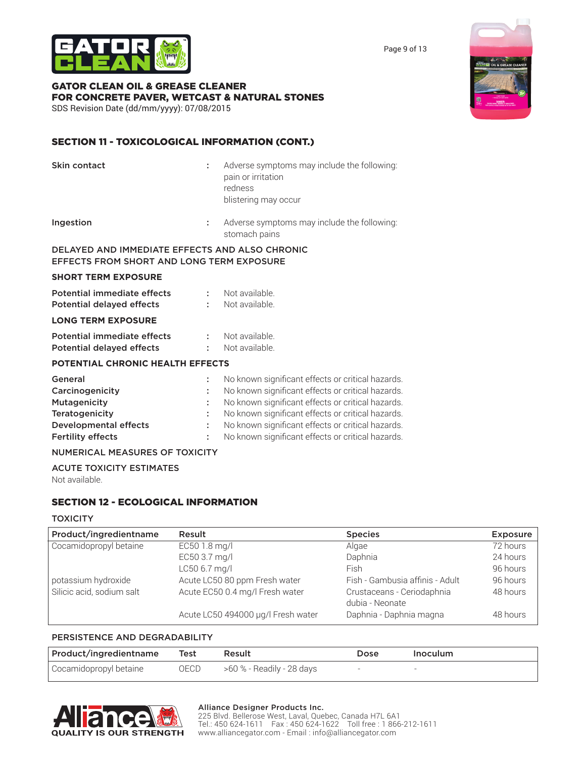## SECTION 11 - TOXICOLOGICAL INFORMATION (CONT.)

**Skin contact** : Adverse symptoms may include the following:
pain or irritation
redness
blistering may occur

**Ingestion** : Adverse symptoms may include the following:
stomach pains

DELAYED AND IMMEDIATE EFFECTS AND ALSO CHRONIC EFFECTS FROM SHORT AND LONG TERM EXPOSURE

**SHORT TERM EXPOSURE**

**Potential immediate effects** : Not available.
**Potential delayed effects** : Not available.

**LONG TERM EXPOSURE**

**Potential immediate effects** : Not available.
**Potential delayed effects** : Not available.

**POTENTIAL CHRONIC HEALTH EFFECTS**

**General** : No known significant effects or critical hazards.
**Carcinogenicity** : No known significant effects or critical hazards.
**Mutagenicity** : No known significant effects or critical hazards.
**Teratogenicity** : No known significant effects or critical hazards.
**Developmental effects** : No known significant effects or critical hazards.
**Fertility effects** : No known significant effects or critical hazards.

NUMERICAL MEASURES OF TOXICITY

ACUTE TOXICITY ESTIMATES

Not available.

## SECTION 12 - ECOLOGICAL INFORMATION

TOXICITY

| Product/ingredientname | Result | Species | Exposure |
|---|---|---|---|
| Cocamidopropyl betaine | EC50 1.8 mg/l | Algae | 72 hours |
| | EC50 3.7 mg/l | Daphnia | 24 hours |
| | LC50 6.7 mg/l | Fish | 96 hours |
| potassium hydroxide | Acute LC50 80 ppm Fresh water | Fish - Gambusia affinis - Adult | 96 hours |
| Silicic acid, sodium salt | Acute EC50 0.4 mg/l Fresh water | Crustaceans - Ceriodaphnia dubia - Neonate | 48 hours |
| | Acute LC50 494000 µg/l Fresh water | Daphnia - Daphnia magna | 48 hours |

PERSISTENCE AND DEGRADABILITY

| Product/ingredientname | Test | Result | Dose | Inoculum |
|---|---|---|---|---|
| Cocamidopropyl betaine | OECD | >60 % - Readily - 28 days | - | - |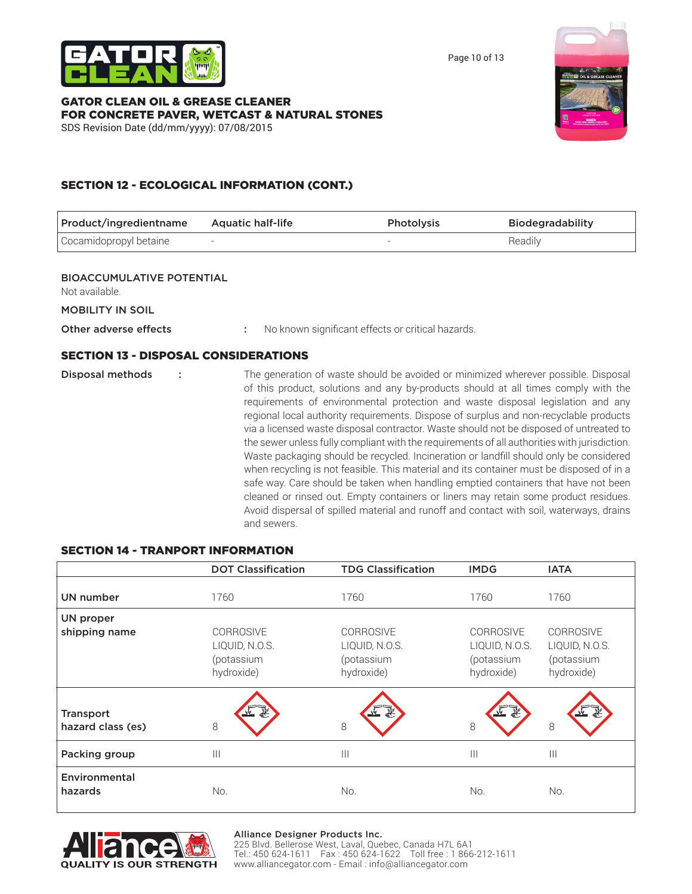## SECTION 12 - ECOLOGICAL INFORMATION (CONT.)

| Product/ingredientname | Aquatic half-life | Photolysis | Biodegradability |
|---|---|---|---|
| Cocamidopropyl betaine | - | - | Readily |

**BIOACCUMULATIVE POTENTIAL**

Not available.

**MOBILITY IN SOIL**

**Other adverse effects** : No known significant effects or critical hazards.

## SECTION 13 - DISPOSAL CONSIDERATIONS

**Disposal methods** : The generation of waste should be avoided or minimized wherever possible. Disposal of this product, solutions and any by-products should at all times comply with the requirements of environmental protection and waste disposal legislation and any regional local authority requirements. Dispose of surplus and non-recyclable products via a licensed waste disposal contractor. Waste should not be disposed of untreated to the sewer unless fully compliant with the requirements of all authorities with jurisdiction. Waste packaging should be recycled. Incineration or landfill should only be considered when recycling is not feasible. This material and its container must be disposed of in a safe way. Care should be taken when handling emptied containers that have not been cleaned or rinsed out. Empty containers or liners may retain some product residues. Avoid dispersal of spilled material and runoff and contact with soil, waterways, drains and sewers.

## SECTION 14 - TRANPORT INFORMATION

| | DOT Classification | TDG Classification | IMDG | IATA |
|---|---|---|---|---|
| UN number | 1760 | 1760 | 1760 | 1760 |
| UN proper shipping name | CORROSIVE LIQUID, N.O.S. (potassium hydroxide) | CORROSIVE LIQUID, N.O.S. (potassium hydroxide) | CORROSIVE LIQUID, N.O.S. (potassium hydroxide) | CORROSIVE LIQUID, N.O.S. (potassium hydroxide) |
| Transport hazard class (es) | 8 | 8 | 8 | 8 |
| Packing group | III | III | III | III |
| Environmental hazards | No. | No. | No. | No. |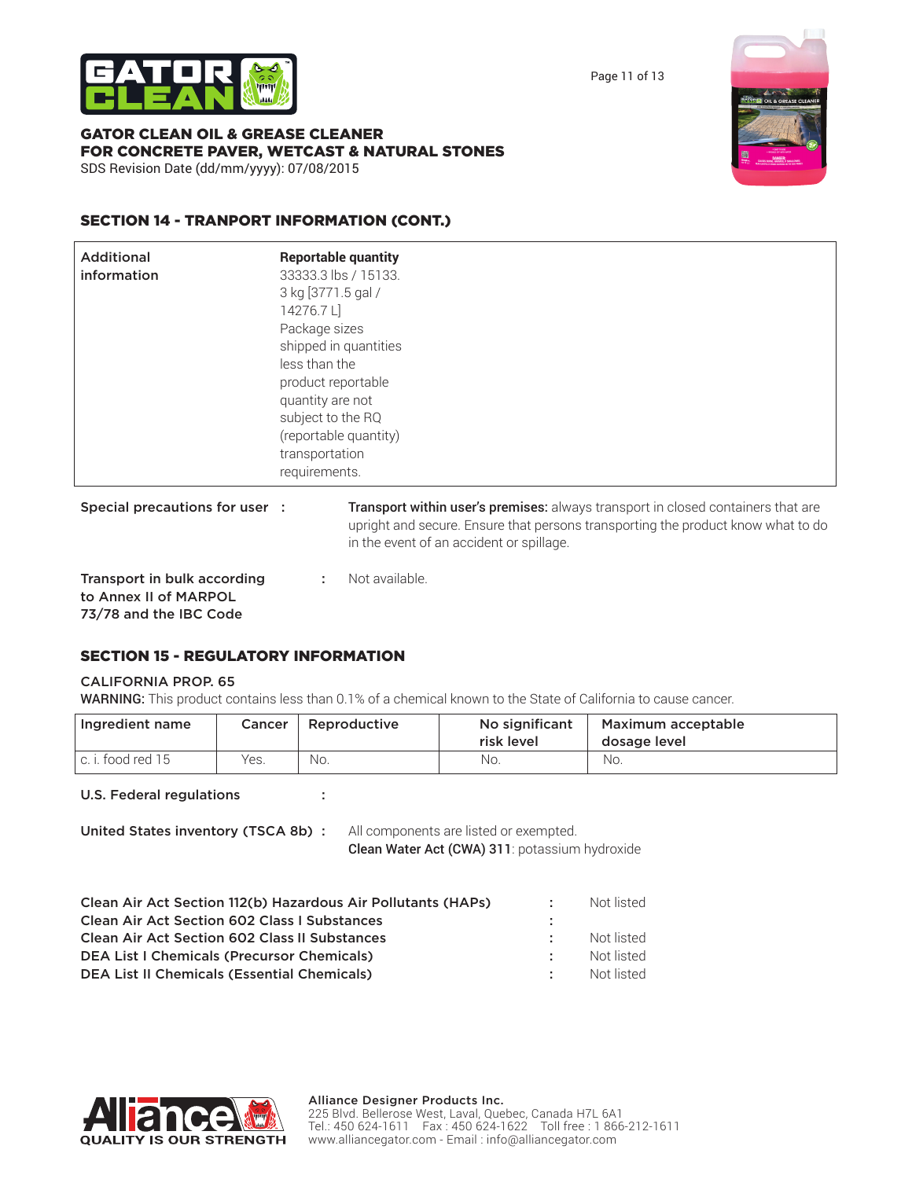## SECTION 14 - TRANPORT INFORMATION (CONT.)

| | |
|---|---|
| Additional information | **Reportable quantity** 33333.3 lbs / 15133.3 kg [3771.5 gal / 14276.7 L] Package sizes shipped in quantities less than the product reportable quantity are not subject to the RQ (reportable quantity) transportation requirements. |

**Special precautions for user :** **Transport within user's premises:** always transport in closed containers that are upright and secure. Ensure that persons transporting the product know what to do in the event of an accident or spillage.

**Transport in bulk according to Annex II of MARPOL 73/78 and the IBC Code :** Not available.

## SECTION 15 - REGULATORY INFORMATION

### CALIFORNIA PROP. 65

**WARNING:** This product contains less than 0.1% of a chemical known to the State of California to cause cancer.

| Ingredient name | Cancer | Reproductive | No significant risk level | Maximum acceptable dosage level |
|---|---|---|---|---|
| c. i. food red 15 | Yes. | No. | No. | No. |

**U.S. Federal regulations :**

**United States inventory (TSCA 8b) :** All components are listed or exempted.
**Clean Water Act (CWA) 311**: potassium hydroxide

| | | |
|---|---|---|
| **Clean Air Act Section 112(b) Hazardous Air Pollutants (HAPs)** | : | Not listed |
| **Clean Air Act Section 602 Class I Substances** | : | |
| **Clean Air Act Section 602 Class II Substances** | : | Not listed |
| **DEA List I Chemicals (Precursor Chemicals)** | : | Not listed |
| **DEA List II Chemicals (Essential Chemicals)** | : | Not listed |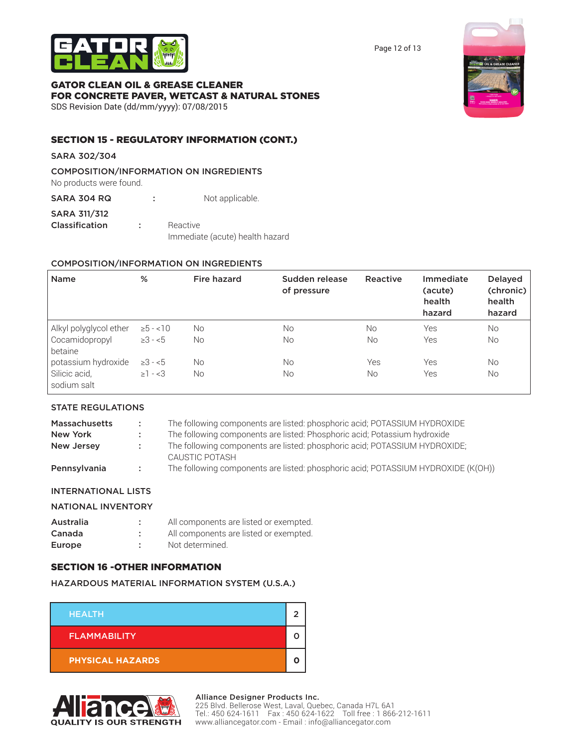# GATOR CLEAN OIL & GREASE CLEANER
# FOR CONCRETE PAVER, WETCAST & NATURAL STONES

SDS Revision Date (dd/mm/yyyy): 07/08/2015

## SECTION 15 - REGULATORY INFORMATION (CONT.)

### SARA 302/304

**COMPOSITION/INFORMATION ON INGREDIENTS**

No products were found.

**SARA 304 RQ** : Not applicable.

**SARA 311/312 Classification** : Reactive
Immediate (acute) health hazard

**COMPOSITION/INFORMATION ON INGREDIENTS**

| Name | % | Fire hazard | Sudden release of pressure | Reactive | Immediate (acute) health hazard | Delayed (chronic) health hazard |
|---|---|---|---|---|---|---|
| Alkyl polyglycol ether | ≥5 - <10 | No | No | No | Yes | No |
| Cocamidopropyl betaine | ≥3 - <5 | No | No | No | Yes | No |
| potassium hydroxide | ≥3 - <5 | No | No | Yes | Yes | No |
| Silicic acid, sodium salt | ≥1 - <3 | No | No | No | Yes | No |

**STATE REGULATIONS**

**Massachusetts** : The following components are listed: phosphoric acid; POTASSIUM HYDROXIDE
**New York** : The following components are listed: Phosphoric acid; Potassium hydroxide
**New Jersey** : The following components are listed: phosphoric acid; POTASSIUM HYDROXIDE; CAUSTIC POTASH
**Pennsylvania** : The following components are listed: phosphoric acid; POTASSIUM HYDROXIDE (K(OH))

**INTERNATIONAL LISTS**

**NATIONAL INVENTORY**

**Australia** : All components are listed or exempted.
**Canada** : All components are listed or exempted.
**Europe** : Not determined.

## SECTION 16 -OTHER INFORMATION

**HAZARDOUS MATERIAL INFORMATION SYSTEM (U.S.A.)**

| | |
|---|---|
| HEALTH | 2 |
| FLAMMABILITY | 0 |
| PHYSICAL HAZARDS | 0 |

QUALITY IS OUR STRENGTH

**Alliance Designer Products Inc.**
225 Blvd. Bellerose West, Laval, Quebec, Canada H7L 6A1
Tel.: 450 624-1611 Fax : 450 624-1622 Toll free : 1 866-212-1611
www.alliancegator.com - Email : info@alliancegator.com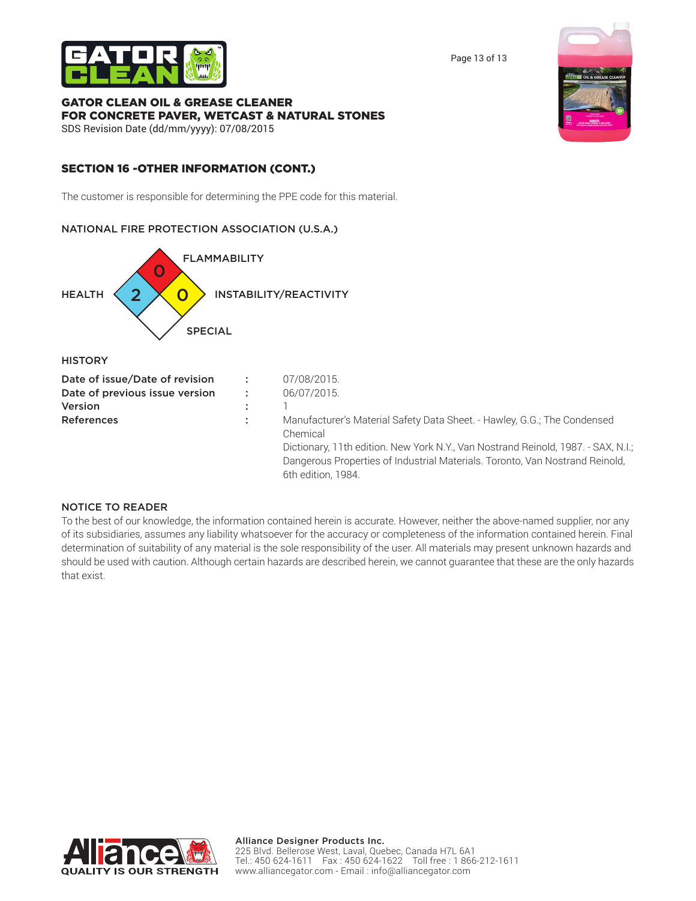## SECTION 16 -OTHER INFORMATION (CONT.)

The customer is responsible for determining the PPE code for this material.

NATIONAL FIRE PROTECTION ASSOCIATION (U.S.A.)

FLAMMABILITY
0

HEALTH
2

INSTABILITY/REACTIVITY
0

SPECIAL

### HISTORY

| | | |
|---|---|---|
| **Date of issue/Date of revision** | : | 07/08/2015. |
| **Date of previous issue version** | : | 06/07/2015. |
| **Version** | : | 1 |
| **References** | : | Manufacturer's Material Safety Data Sheet. - Hawley, G.G.; The Condensed Chemical Dictionary, 11th edition. New York N.Y., Van Nostrand Reinold, 1987. - SAX, N.I.; Dangerous Properties of Industrial Materials. Toronto, Van Nostrand Reinold, 6th edition, 1984. |

### NOTICE TO READER

To the best of our knowledge, the information contained herein is accurate. However, neither the above-named supplier, nor any of its subsidiaries, assumes any liability whatsoever for the accuracy or completeness of the information contained herein. Final determination of suitability of any material is the sole responsibility of the user. All materials may present unknown hazards and should be used with caution. Although certain hazards are described herein, we cannot guarantee that these are the only hazards that exist.